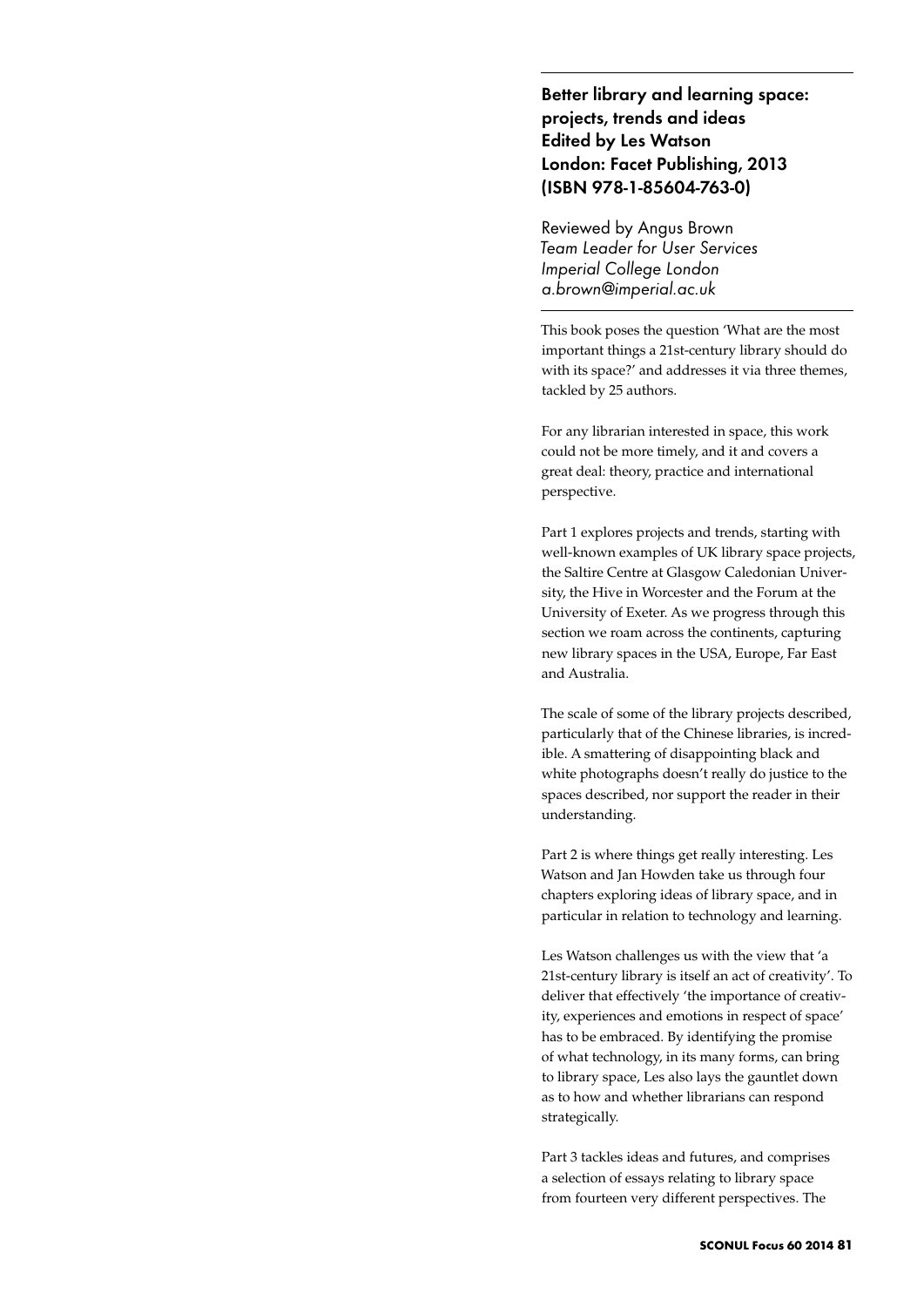## Better library and learning space: projects, trends and ideas
## Edited by Les Watson
## London: Facet Publishing, 2013
## (ISBN 978-1-85604-763-0)

Reviewed by Angus Brown
*Team Leader for User Services*
*Imperial College London*
*a.brown@imperial.ac.uk*

This book poses the question 'What are the most important things a 21st-century library should do with its space?' and addresses it via three themes, tackled by 25 authors.

For any librarian interested in space, this work could not be more timely, and it and covers a great deal: theory, practice and international perspective.

Part 1 explores projects and trends, starting with well-known examples of UK library space projects, the Saltire Centre at Glasgow Caledonian University, the Hive in Worcester and the Forum at the University of Exeter. As we progress through this section we roam across the continents, capturing new library spaces in the USA, Europe, Far East and Australia.

The scale of some of the library projects described, particularly that of the Chinese libraries, is incredible. A smattering of disappointing black and white photographs doesn't really do justice to the spaces described, nor support the reader in their understanding.

Part 2 is where things get really interesting. Les Watson and Jan Howden take us through four chapters exploring ideas of library space, and in particular in relation to technology and learning.

Les Watson challenges us with the view that 'a 21st-century library is itself an act of creativity'. To deliver that effectively 'the importance of creativity, experiences and emotions in respect of space' has to be embraced. By identifying the promise of what technology, in its many forms, can bring to library space, Les also lays the gauntlet down as to how and whether librarians can respond strategically.

Part 3 tackles ideas and futures, and comprises a selection of essays relating to library space from fourteen very different perspectives. The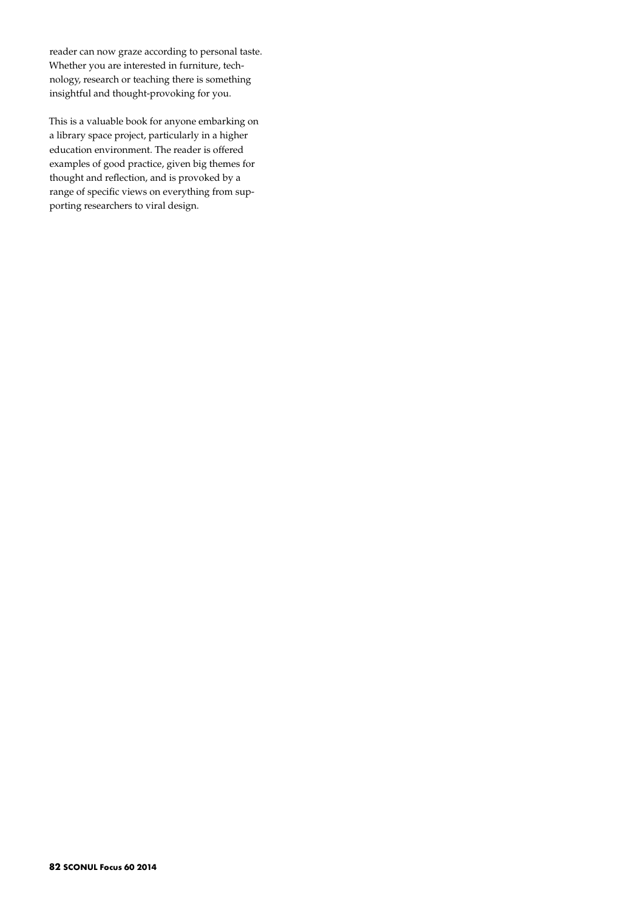reader can now graze according to personal taste. Whether you are interested in furniture, technology, research or teaching there is something insightful and thought-provoking for you.

This is a valuable book for anyone embarking on a library space project, particularly in a higher education environment. The reader is offered examples of good practice, given big themes for thought and reflection, and is provoked by a range of specific views on everything from supporting researchers to viral design.